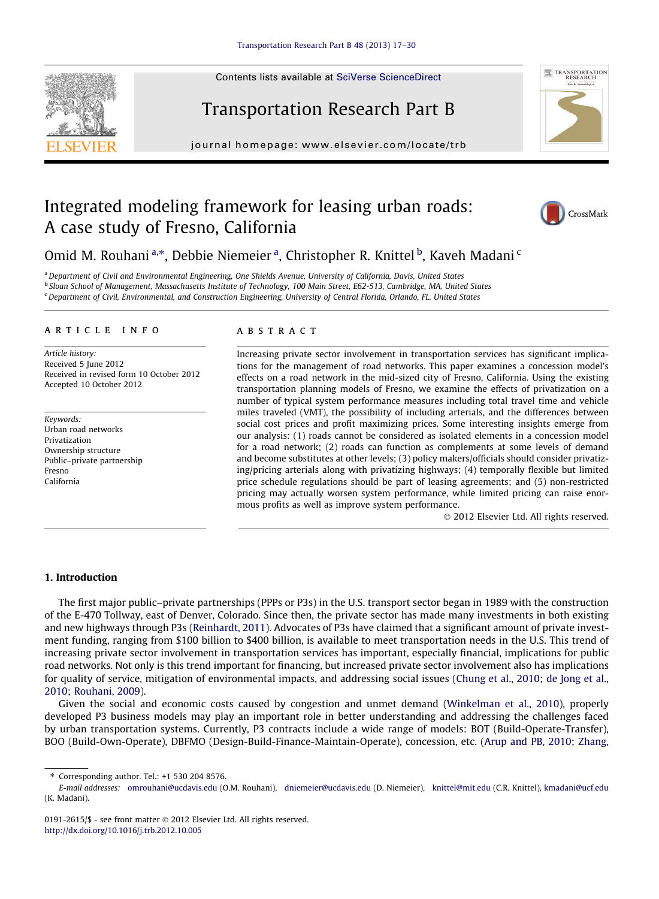# Integrated modeling framework for leasing urban roads: A case study of Fresno, California

Omid M. Rouhani [a,*], Debbie Niemeier [a], Christopher R. Knittel [b], Kaveh Madani [c]

[a] Department of Civil and Environmental Engineering, One Shields Avenue, University of California, Davis, United States
[b] Sloan School of Management, Massachusetts Institute of Technology, 100 Main Street, E62-513, Cambridge, MA, United States
[c] Department of Civil, Environmental, and Construction Engineering, University of Central Florida, Orlando, FL, United States

## ARTICLE INFO

*Article history:*
Received 5 June 2012
Received in revised form 10 October 2012
Accepted 10 October 2012

*Keywords:*
Urban road networks
Privatization
Ownership structure
Public–private partnership
Fresno
California

## ABSTRACT

Increasing private sector involvement in transportation services has significant implications for the management of road networks. This paper examines a concession model's effects on a road network in the mid-sized city of Fresno, California. Using the existing transportation planning models of Fresno, we examine the effects of privatization on a number of typical system performance measures including total travel time and vehicle miles traveled (VMT), the possibility of including arterials, and the differences between social cost prices and profit maximizing prices. Some interesting insights emerge from our analysis: (1) roads cannot be considered as isolated elements in a concession model for a road network; (2) roads can function as complements at some levels of demand and become substitutes at other levels; (3) policy makers/officials should consider privatizing/pricing arterials along with privatizing highways; (4) temporally flexible but limited price schedule regulations should be part of leasing agreements; and (5) non-restricted pricing may actually worsen system performance, while limited pricing can raise enormous profits as well as improve system performance.

© 2012 Elsevier Ltd. All rights reserved.

## 1. Introduction

The first major public–private partnerships (PPPs or P3s) in the U.S. transport sector began in 1989 with the construction of the E-470 Tollway, east of Denver, Colorado. Since then, the private sector has made many investments in both existing and new highways through P3s (Reinhardt, 2011). Advocates of P3s have claimed that a significant amount of private investment funding, ranging from \$100 billion to \$400 billion, is available to meet transportation needs in the U.S. This trend of increasing private sector involvement in transportation services has important, especially financial, implications for public road networks. Not only is this trend important for financing, but increased private sector involvement also has implications for quality of service, mitigation of environmental impacts, and addressing social issues (Chung et al., 2010; de Jong et al., 2010; Rouhani, 2009).

Given the social and economic costs caused by congestion and unmet demand (Winkelman et al., 2010), properly developed P3 business models may play an important role in better understanding and addressing the challenges faced by urban transportation systems. Currently, P3 contracts include a wide range of models: BOT (Build-Operate-Transfer), BOO (Build-Own-Operate), DBFMO (Design-Build-Finance-Maintain-Operate), concession, etc. (Arup and PB, 2010; Zhang,

---

* Corresponding author. Tel.: +1 530 204 8576.
*E-mail addresses:* omrouhani@ucdavis.edu (O.M. Rouhani), dniemeier@ucdavis.edu (D. Niemeier), knittel@mit.edu (C.R. Knittel), kmadani@ucf.edu (K. Madani).

0191-2615/\$ - see front matter © 2012 Elsevier Ltd. All rights reserved.
http://dx.doi.org/10.1016/j.trb.2012.10.005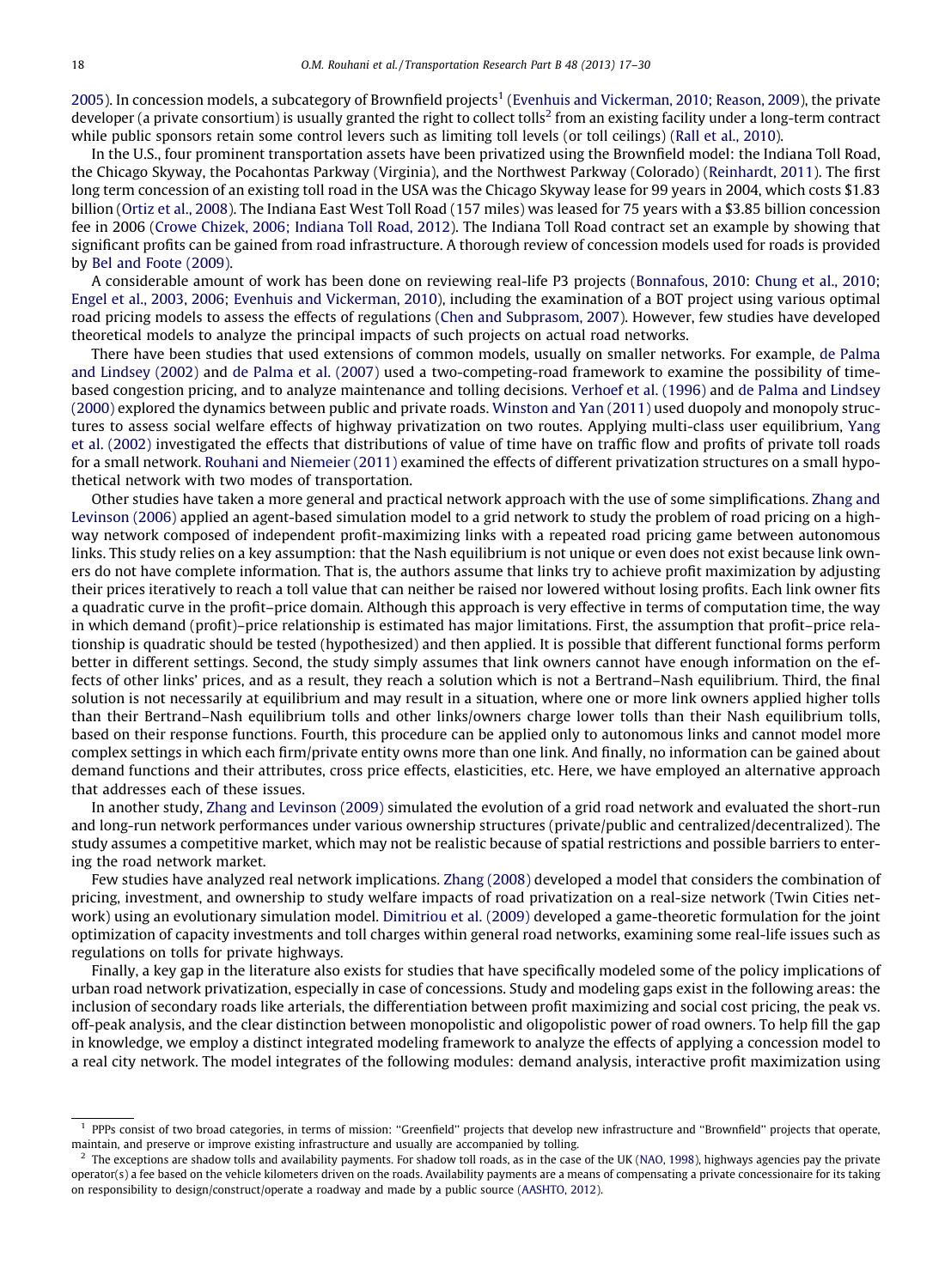2005). In concession models, a subcategory of Brownfield projects[1] (Evenhuis and Vickerman, 2010; Reason, 2009), the private developer (a private consortium) is usually granted the right to collect tolls[2] from an existing facility under a long-term contract while public sponsors retain some control levers such as limiting toll levels (or toll ceilings) (Rall et al., 2010).

In the U.S., four prominent transportation assets have been privatized using the Brownfield model: the Indiana Toll Road, the Chicago Skyway, the Pocahontas Parkway (Virginia), and the Northwest Parkway (Colorado) (Reinhardt, 2011). The first long term concession of an existing toll road in the USA was the Chicago Skyway lease for 99 years in 2004, which costs $1.83 billion (Ortiz et al., 2008). The Indiana East West Toll Road (157 miles) was leased for 75 years with a $3.85 billion concession fee in 2006 (Crowe Chizek, 2006; Indiana Toll Road, 2012). The Indiana Toll Road contract set an example by showing that significant profits can be gained from road infrastructure. A thorough review of concession models used for roads is provided by Bel and Foote (2009).

A considerable amount of work has been done on reviewing real-life P3 projects (Bonnafous, 2010: Chung et al., 2010; Engel et al., 2003, 2006; Evenhuis and Vickerman, 2010), including the examination of a BOT project using various optimal road pricing models to assess the effects of regulations (Chen and Subprasom, 2007). However, few studies have developed theoretical models to analyze the principal impacts of such projects on actual road networks.

There have been studies that used extensions of common models, usually on smaller networks. For example, de Palma and Lindsey (2002) and de Palma et al. (2007) used a two-competing-road framework to examine the possibility of time-based congestion pricing, and to analyze maintenance and tolling decisions. Verhoef et al. (1996) and de Palma and Lindsey (2000) explored the dynamics between public and private roads. Winston and Yan (2011) used duopoly and monopoly structures to assess social welfare effects of highway privatization on two routes. Applying multi-class user equilibrium, Yang et al. (2002) investigated the effects that distributions of value of time have on traffic flow and profits of private toll roads for a small network. Rouhani and Niemeier (2011) examined the effects of different privatization structures on a small hypothetical network with two modes of transportation.

Other studies have taken a more general and practical network approach with the use of some simplifications. Zhang and Levinson (2006) applied an agent-based simulation model to a grid network to study the problem of road pricing on a highway network composed of independent profit-maximizing links with a repeated road pricing game between autonomous links. This study relies on a key assumption: that the Nash equilibrium is not unique or even does not exist because link owners do not have complete information. That is, the authors assume that links try to achieve profit maximization by adjusting their prices iteratively to reach a toll value that can neither be raised nor lowered without losing profits. Each link owner fits a quadratic curve in the profit–price domain. Although this approach is very effective in terms of computation time, the way in which demand (profit)–price relationship is estimated has major limitations. First, the assumption that profit–price relationship is quadratic should be tested (hypothesized) and then applied. It is possible that different functional forms perform better in different settings. Second, the study simply assumes that link owners cannot have enough information on the effects of other links' prices, and as a result, they reach a solution which is not a Bertrand–Nash equilibrium. Third, the final solution is not necessarily at equilibrium and may result in a situation, where one or more link owners applied higher tolls than their Bertrand–Nash equilibrium tolls and other links/owners charge lower tolls than their Nash equilibrium tolls, based on their response functions. Fourth, this procedure can be applied only to autonomous links and cannot model more complex settings in which each firm/private entity owns more than one link. And finally, no information can be gained about demand functions and their attributes, cross price effects, elasticities, etc. Here, we have employed an alternative approach that addresses each of these issues.

In another study, Zhang and Levinson (2009) simulated the evolution of a grid road network and evaluated the short-run and long-run network performances under various ownership structures (private/public and centralized/decentralized). The study assumes a competitive market, which may not be realistic because of spatial restrictions and possible barriers to entering the road network market.

Few studies have analyzed real network implications. Zhang (2008) developed a model that considers the combination of pricing, investment, and ownership to study welfare impacts of road privatization on a real-size network (Twin Cities network) using an evolutionary simulation model. Dimitriou et al. (2009) developed a game-theoretic formulation for the joint optimization of capacity investments and toll charges within general road networks, examining some real-life issues such as regulations on tolls for private highways.

Finally, a key gap in the literature also exists for studies that have specifically modeled some of the policy implications of urban road network privatization, especially in case of concessions. Study and modeling gaps exist in the following areas: the inclusion of secondary roads like arterials, the differentiation between profit maximizing and social cost pricing, the peak vs. off-peak analysis, and the clear distinction between monopolistic and oligopolistic power of road owners. To help fill the gap in knowledge, we employ a distinct integrated modeling framework to analyze the effects of applying a concession model to a real city network. The model integrates of the following modules: demand analysis, interactive profit maximization using

---

[1] PPPs consist of two broad categories, in terms of mission: "Greenfield" projects that develop new infrastructure and "Brownfield" projects that operate, maintain, and preserve or improve existing infrastructure and usually are accompanied by tolling.

[2] The exceptions are shadow tolls and availability payments. For shadow toll roads, as in the case of the UK (NAO, 1998), highways agencies pay the private operator(s) a fee based on the vehicle kilometers driven on the roads. Availability payments are a means of compensating a private concessionaire for its taking on responsibility to design/construct/operate a roadway and made by a public source (AASHTO, 2012).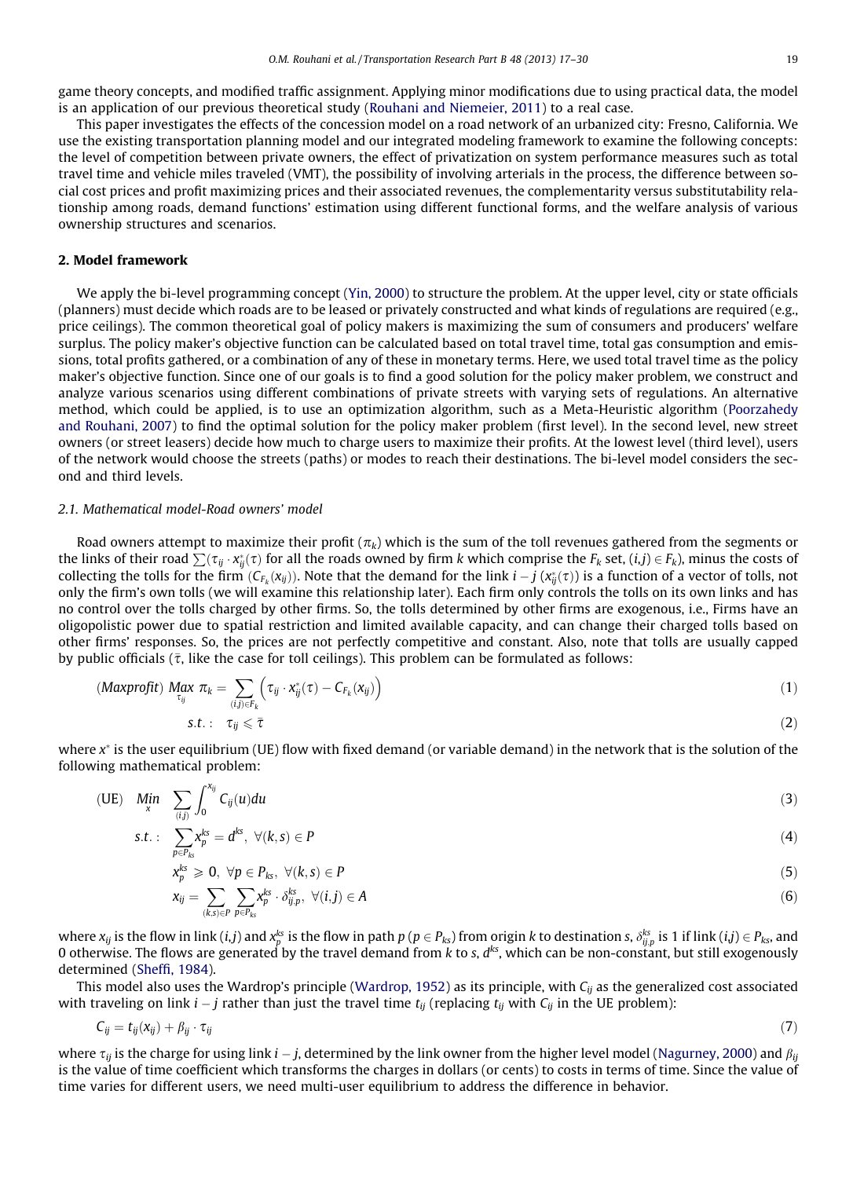game theory concepts, and modified traffic assignment. Applying minor modifications due to using practical data, the model is an application of our previous theoretical study (Rouhani and Niemeier, 2011) to a real case.

This paper investigates the effects of the concession model on a road network of an urbanized city: Fresno, California. We use the existing transportation planning model and our integrated modeling framework to examine the following concepts: the level of competition between private owners, the effect of privatization on system performance measures such as total travel time and vehicle miles traveled (VMT), the possibility of involving arterials in the process, the difference between social cost prices and profit maximizing prices and their associated revenues, the complementarity versus substitutability relationship among roads, demand functions' estimation using different functional forms, and the welfare analysis of various ownership structures and scenarios.

## 2. Model framework

We apply the bi-level programming concept (Yin, 2000) to structure the problem. At the upper level, city or state officials (planners) must decide which roads are to be leased or privately constructed and what kinds of regulations are required (e.g., price ceilings). The common theoretical goal of policy makers is maximizing the sum of consumers and producers' welfare surplus. The policy maker's objective function can be calculated based on total travel time, total gas consumption and emissions, total profits gathered, or a combination of any of these in monetary terms. Here, we used total travel time as the policy maker's objective function. Since one of our goals is to find a good solution for the policy maker problem, we construct and analyze various scenarios using different combinations of private streets with varying sets of regulations. An alternative method, which could be applied, is to use an optimization algorithm, such as a Meta-Heuristic algorithm (Poorzahedy and Rouhani, 2007) to find the optimal solution for the policy maker problem (first level). In the second level, new street owners (or street leasers) decide how much to charge users to maximize their profits. At the lowest level (third level), users of the network would choose the streets (paths) or modes to reach their destinations. The bi-level model considers the second and third levels.

### 2.1. Mathematical model-Road owners' model

Road owners attempt to maximize their profit ($\pi_k$) which is the sum of the toll revenues gathered from the segments or the links of their road $\sum(\tau_{ij} \cdot x^*_{ij}(\tau)$ for all the roads owned by firm $k$ which comprise the $F_k$ set, $(i,j) \in F_k$), minus the costs of collecting the tolls for the firm ($C_{F_k}(x_{ij})$). Note that the demand for the link $i-j$ ($x^*_{ij}(\tau)$) is a function of a vector of tolls, not only the firm's own tolls (we will examine this relationship later). Each firm only controls the tolls on its own links and has no control over the tolls charged by other firms. So, the tolls determined by other firms are exogenous, i.e., Firms have an oligopolistic power due to spatial restriction and limited available capacity, and can change their charged tolls based on other firms' responses. So, the prices are not perfectly competitive and constant. Also, note that tolls are usually capped by public officials ($\bar{\tau}$, like the case for toll ceilings). This problem can be formulated as follows:

$$(Maxprofit)\ \underset{\tau_{ij}}{Max}\ \pi_k = \sum_{(i,j)\in F_k} \left(\tau_{ij} \cdot x^*_{ij}(\tau) - C_{F_k}(x_{ij})\right) \tag{1}$$

$$s.t.: \quad \tau_{ij} \leqslant \bar{\tau} \tag{2}$$

where $x^*$ is the user equilibrium (UE) flow with fixed demand (or variable demand) in the network that is the solution of the following mathematical problem:

$$(\text{UE}) \quad \underset{x}{Min} \quad \sum_{(i,j)} \int_0^{x_{ij}} C_{ij}(u)du \tag{3}$$

$$s.t.: \quad \sum_{p\in P_{ks}} x^{ks}_p = d^{ks}, \ \forall (k,s) \in P \tag{4}$$

$$x^{ks}_p \geqslant 0, \ \forall p \in P_{ks}, \ \forall (k,s) \in P \tag{5}$$

$$x_{ij} = \sum_{(k,s)\in P} \sum_{p\in P_{ks}} x^{ks}_p \cdot \delta^{ks}_{ij,p}, \ \forall (i,j) \in A \tag{6}$$

where $x_{ij}$ is the flow in link $(i,j)$ and $x^{ks}_p$ is the flow in path $p$ ($p \in P_{ks}$) from origin $k$ to destination $s$, $\delta^{ks}_{ij,p}$ is 1 if link $(i,j) \in P_{ks}$, and 0 otherwise. The flows are generated by the travel demand from $k$ to $s$, $d^{ks}$, which can be non-constant, but still exogenously determined (Sheffi, 1984).

This model also uses the Wardrop's principle (Wardrop, 1952) as its principle, with $C_{ij}$ as the generalized cost associated with traveling on link $i-j$ rather than just the travel time $t_{ij}$ (replacing $t_{ij}$ with $C_{ij}$ in the UE problem):

$$C_{ij} = t_{ij}(x_{ij}) + \beta_{ij} \cdot \tau_{ij} \tag{7}$$

where $\tau_{ij}$ is the charge for using link $i-j$, determined by the link owner from the higher level model (Nagurney, 2000) and $\beta_{ij}$ is the value of time coefficient which transforms the charges in dollars (or cents) to costs in terms of time. Since the value of time varies for different users, we need multi-user equilibrium to address the difference in behavior.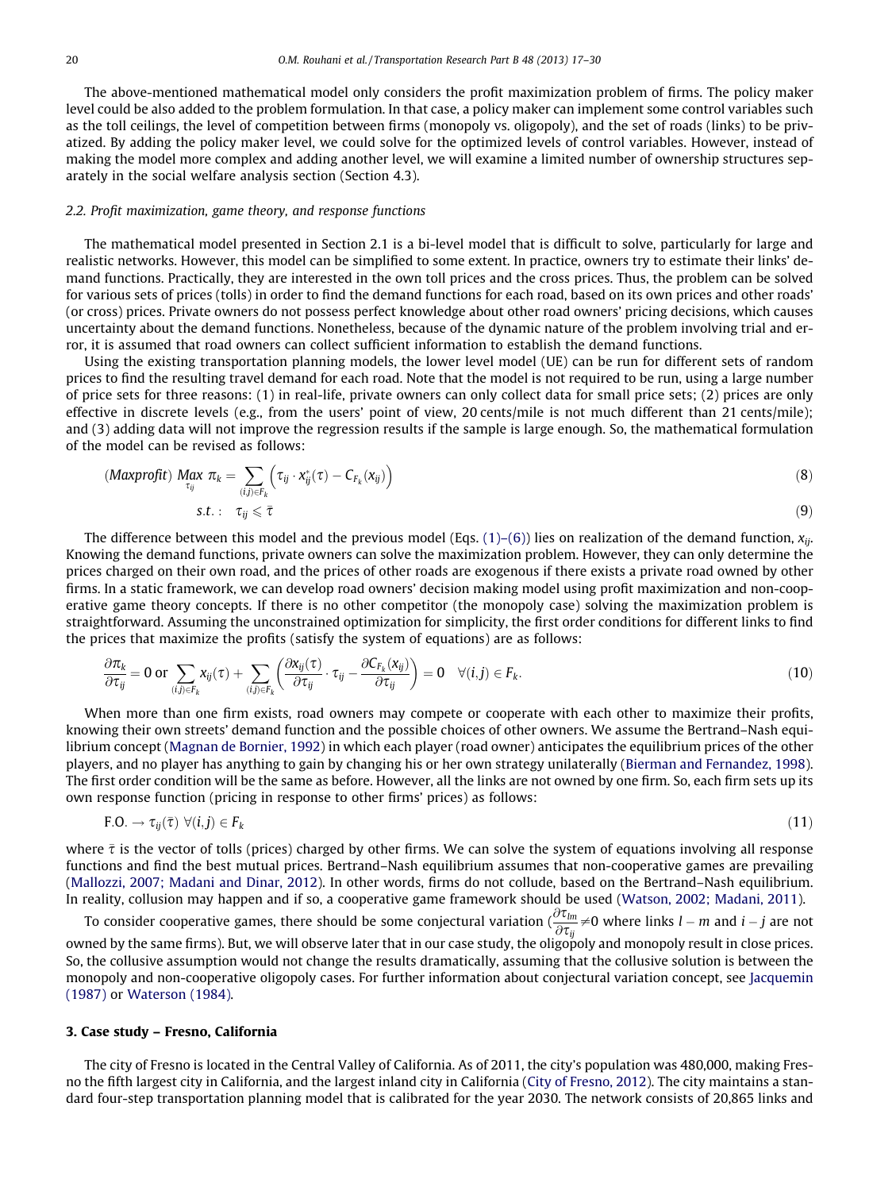The above-mentioned mathematical model only considers the profit maximization problem of firms. The policy maker level could be also added to the problem formulation. In that case, a policy maker can implement some control variables such as the toll ceilings, the level of competition between firms (monopoly vs. oligopoly), and the set of roads (links) to be privatized. By adding the policy maker level, we could solve for the optimized levels of control variables. However, instead of making the model more complex and adding another level, we will examine a limited number of ownership structures separately in the social welfare analysis section (Section 4.3).

### 2.2. Profit maximization, game theory, and response functions

The mathematical model presented in Section 2.1 is a bi-level model that is difficult to solve, particularly for large and realistic networks. However, this model can be simplified to some extent. In practice, owners try to estimate their links' demand functions. Practically, they are interested in the own toll prices and the cross prices. Thus, the problem can be solved for various sets of prices (tolls) in order to find the demand functions for each road, based on its own prices and other roads' (or cross) prices. Private owners do not possess perfect knowledge about other road owners' pricing decisions, which causes uncertainty about the demand functions. Nonetheless, because of the dynamic nature of the problem involving trial and error, it is assumed that road owners can collect sufficient information to establish the demand functions.

Using the existing transportation planning models, the lower level model (UE) can be run for different sets of random prices to find the resulting travel demand for each road. Note that the model is not required to be run, using a large number of price sets for three reasons: (1) in real-life, private owners can only collect data for small price sets; (2) prices are only effective in discrete levels (e.g., from the users' point of view, 20 cents/mile is not much different than 21 cents/mile); and (3) adding data will not improve the regression results if the sample is large enough. So, the mathematical formulation of the model can be revised as follows:

$$(Maxprofit)\ \underset{\tau_{ij}}{Max}\ \pi_k = \sum_{(i,j)\in F_k}\left(\tau_{ij}\cdot x^*_{ij}(\tau) - C_{F_k}(x_{ij})\right) \tag{8}$$

$$s.t.:\quad \tau_{ij} \leqslant \bar{\tau} \tag{9}$$

The difference between this model and the previous model (Eqs. (1)–(6)) lies on realization of the demand function, $x_{ij}$. Knowing the demand functions, private owners can solve the maximization problem. However, they can only determine the prices charged on their own road, and the prices of other roads are exogenous if there exists a private road owned by other firms. In a static framework, we can develop road owners' decision making model using profit maximization and non-cooperative game theory concepts. If there is no other competitor (the monopoly case) solving the maximization problem is straightforward. Assuming the unconstrained optimization for simplicity, the first order conditions for different links to find the prices that maximize the profits (satisfy the system of equations) are as follows:

$$\frac{\partial \pi_k}{\partial \tau_{ij}} = 0 \text{ or } \sum_{(i,j)\in F_k} x_{ij}(\tau) + \sum_{(i,j)\in F_k}\left(\frac{\partial x_{ij}(\tau)}{\partial \tau_{ij}}\cdot \tau_{ij} - \frac{\partial C_{F_k}(x_{ij})}{\partial \tau_{ij}}\right) = 0 \quad \forall (i,j)\in F_k. \tag{10}$$

When more than one firm exists, road owners may compete or cooperate with each other to maximize their profits, knowing their own streets' demand function and the possible choices of other owners. We assume the Bertrand–Nash equilibrium concept (Magnan de Bornier, 1992) in which each player (road owner) anticipates the equilibrium prices of the other players, and no player has anything to gain by changing his or her own strategy unilaterally (Bierman and Fernandez, 1998). The first order condition will be the same as before. However, all the links are not owned by one firm. So, each firm sets up its own response function (pricing in response to other firms' prices) as follows:

$$\text{F.O.} \rightarrow \tau_{ij}(\bar{\tau})\ \forall (i,j)\in F_k \tag{11}$$

where $\bar{\tau}$ is the vector of tolls (prices) charged by other firms. We can solve the system of equations involving all response functions and find the best mutual prices. Bertrand–Nash equilibrium assumes that non-cooperative games are prevailing (Mallozzi, 2007; Madani and Dinar, 2012). In other words, firms do not collude, based on the Bertrand–Nash equilibrium. In reality, collusion may happen and if so, a cooperative game framework should be used (Watson, 2002; Madani, 2011).

To consider cooperative games, there should be some conjectural variation ($\frac{\partial \tau_{lm}}{\partial \tau_{ij}} \neq 0$ where links $l-m$ and $i-j$ are not owned by the same firms). But, we will observe later that in our case study, the oligopoly and monopoly result in close prices. So, the collusive assumption would not change the results dramatically, assuming that the collusive solution is between the monopoly and non-cooperative oligopoly cases. For further information about conjectural variation concept, see Jacquemin (1987) or Waterson (1984).

## 3. Case study – Fresno, California

The city of Fresno is located in the Central Valley of California. As of 2011, the city's population was 480,000, making Fresno the fifth largest city in California, and the largest inland city in California (City of Fresno, 2012). The city maintains a standard four-step transportation planning model that is calibrated for the year 2030. The network consists of 20,865 links and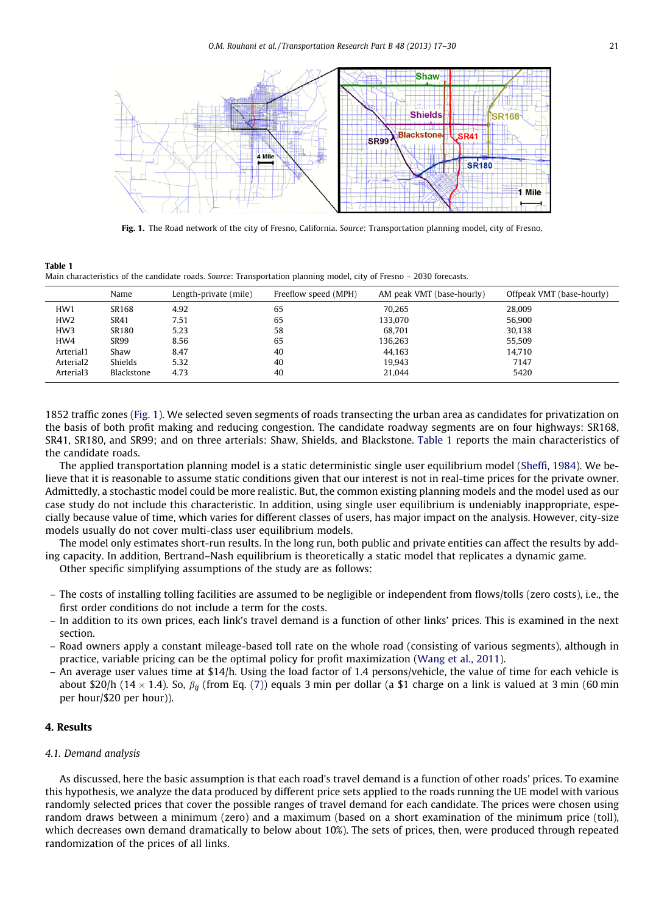Fig. 1. The Road network of the city of Fresno, California. *Source*: Transportation planning model, city of Fresno.

**Table 1**
Main characteristics of the candidate roads. *Source*: Transportation planning model, city of Fresno – 2030 forecasts.

| | Name | Length-private (mile) | Freeflow speed (MPH) | AM peak VMT (base-hourly) | Offpeak VMT (base-hourly) |
|---|---|---|---|---|---|
| HW1 | SR168 | 4.92 | 65 | 70,265 | 28,009 |
| HW2 | SR41 | 7.51 | 65 | 133,070 | 56,900 |
| HW3 | SR180 | 5.23 | 58 | 68,701 | 30,138 |
| HW4 | SR99 | 8.56 | 65 | 136,263 | 55,509 |
| Arterial1 | Shaw | 8.47 | 40 | 44,163 | 14,710 |
| Arterial2 | Shields | 5.32 | 40 | 19,943 | 7147 |
| Arterial3 | Blackstone | 4.73 | 40 | 21,044 | 5420 |

1852 traffic zones (Fig. 1). We selected seven segments of roads transecting the urban area as candidates for privatization on the basis of both profit making and reducing congestion. The candidate roadway segments are on four highways: SR168, SR41, SR180, and SR99; and on three arterials: Shaw, Shields, and Blackstone. Table 1 reports the main characteristics of the candidate roads.

The applied transportation planning model is a static deterministic single user equilibrium model (Sheffi, 1984). We believe that it is reasonable to assume static conditions given that our interest is not in real-time prices for the private owner. Admittedly, a stochastic model could be more realistic. But, the common existing planning models and the model used as our case study do not include this characteristic. In addition, using single user equilibrium is undeniably inappropriate, especially because value of time, which varies for different classes of users, has major impact on the analysis. However, city-size models usually do not cover multi-class user equilibrium models.

The model only estimates short-run results. In the long run, both public and private entities can affect the results by adding capacity. In addition, Bertrand–Nash equilibrium is theoretically a static model that replicates a dynamic game.

Other specific simplifying assumptions of the study are as follows:

- The costs of installing tolling facilities are assumed to be negligible or independent from flows/tolls (zero costs), i.e., the first order conditions do not include a term for the costs.
- In addition to its own prices, each link's travel demand is a function of other links' prices. This is examined in the next section.
- Road owners apply a constant mileage-based toll rate on the whole road (consisting of various segments), although in practice, variable pricing can be the optimal policy for profit maximization (Wang et al., 2011).
- An average user values time at \$14/h. Using the load factor of 1.4 persons/vehicle, the value of time for each vehicle is about \$20/h ($14 \times 1.4$). So, $\beta_{ij}$ (from Eq. (7)) equals 3 min per dollar (a \$1 charge on a link is valued at 3 min (60 min per hour/\$20 per hour)).

## 4. Results

### *4.1. Demand analysis*

As discussed, here the basic assumption is that each road's travel demand is a function of other roads' prices. To examine this hypothesis, we analyze the data produced by different price sets applied to the roads running the UE model with various randomly selected prices that cover the possible ranges of travel demand for each candidate. The prices were chosen using random draws between a minimum (zero) and a maximum (based on a short examination of the minimum price (toll), which decreases own demand dramatically to below about 10%). The sets of prices, then, were produced through repeated randomization of the prices of all links.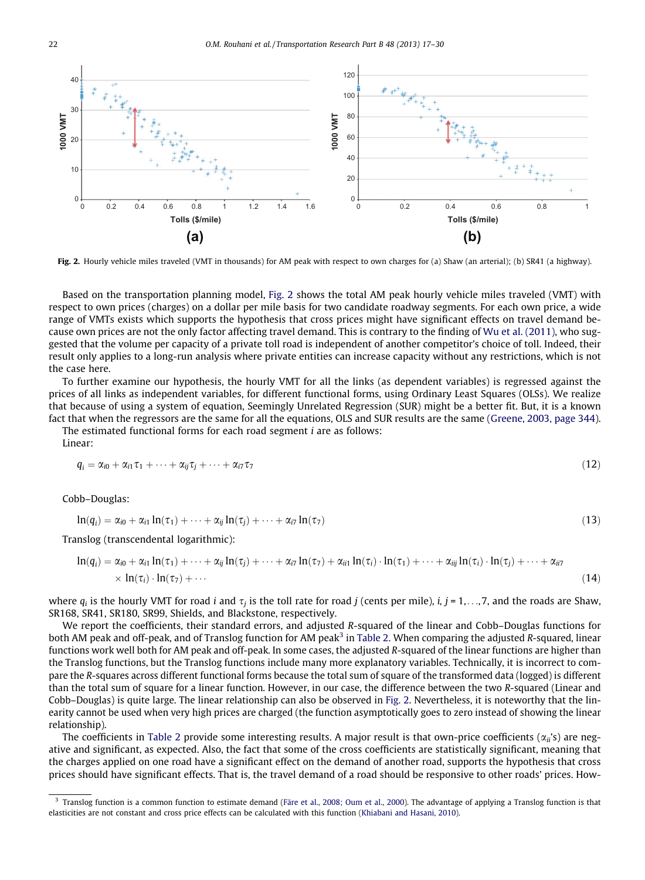Fig. 2. Hourly vehicle miles traveled (VMT in thousands) for AM peak with respect to own charges for (a) Shaw (an arterial); (b) SR41 (a highway).

Based on the transportation planning model, Fig. 2 shows the total AM peak hourly vehicle miles traveled (VMT) with respect to own prices (charges) on a dollar per mile basis for two candidate roadway segments. For each own price, a wide range of VMTs exists which supports the hypothesis that cross prices might have significant effects on travel demand because own prices are not the only factor affecting travel demand. This is contrary to the finding of Wu et al. (2011), who suggested that the volume per capacity of a private toll road is independent of another competitor's choice of toll. Indeed, their result only applies to a long-run analysis where private entities can increase capacity without any restrictions, which is not the case here.

To further examine our hypothesis, the hourly VMT for all the links (as dependent variables) is regressed against the prices of all links as independent variables, for different functional forms, using Ordinary Least Squares (OLSs). We realize that because of using a system of equation, Seemingly Unrelated Regression (SUR) might be a better fit. But, it is a known fact that when the regressors are the same for all the equations, OLS and SUR results are the same (Greene, 2003, page 344).

The estimated functional forms for each road segment $i$ are as follows:

Linear:

$$q_i = \alpha_{i0} + \alpha_{i1}\tau_1 + \cdots + \alpha_{ij}\tau_j + \cdots + \alpha_{i7}\tau_7 \tag{12}$$

Cobb–Douglas:

$$\ln(q_i) = \alpha_{i0} + \alpha_{i1}\ln(\tau_1) + \cdots + \alpha_{ij}\ln(\tau_j) + \cdots + \alpha_{i7}\ln(\tau_7) \tag{13}$$

Translog (transcendental logarithmic):

$$\ln(q_i) = \alpha_{i0} + \alpha_{i1}\ln(\tau_1) + \cdots + \alpha_{ij}\ln(\tau_j) + \cdots + \alpha_{i7}\ln(\tau_7) + \alpha_{ii1}\ln(\tau_i)\cdot\ln(\tau_1) + \cdots + \alpha_{iij}\ln(\tau_i)\cdot\ln(\tau_j) + \cdots + \alpha_{ii7} \times \ln(\tau_i)\cdot\ln(\tau_7) + \cdots \tag{14}$$

where $q_i$ is the hourly VMT for road $i$ and $\tau_j$ is the toll rate for road $j$ (cents per mile), $i, j = 1,\ldots,7$, and the roads are Shaw, SR168, SR41, SR180, SR99, Shields, and Blackstone, respectively.

We report the coefficients, their standard errors, and adjusted $R$-squared of the linear and Cobb–Douglas functions for both AM peak and off-peak, and of Translog function for AM peak[3] in Table 2. When comparing the adjusted $R$-squared, linear functions work well both for AM peak and off-peak. In some cases, the adjusted $R$-squared of the linear functions are higher than the Translog functions, but the Translog functions include many more explanatory variables. Technically, it is incorrect to compare the $R$-squares across different functional forms because the total sum of square of the transformed data (logged) is different than the total sum of square for a linear function. However, in our case, the difference between the two $R$-squared (Linear and Cobb–Douglas) is quite large. The linear relationship can also be observed in Fig. 2. Nevertheless, it is noteworthy that the linearity cannot be used when very high prices are charged (the function asymptotically goes to zero instead of showing the linear relationship).

The coefficients in Table 2 provide some interesting results. A major result is that own-price coefficients ($\alpha_{ii}$'s) are negative and significant, as expected. Also, the fact that some of the cross coefficients are statistically significant, meaning that the charges applied on one road have a significant effect on the demand of another road, supports the hypothesis that cross prices should have significant effects. That is, the travel demand of a road should be responsive to other roads' prices. How-

[3] Translog function is a common function to estimate demand (Färe et al., 2008; Oum et al., 2000). The advantage of applying a Translog function is that elasticities are not constant and cross price effects can be calculated with this function (Khiabani and Hasani, 2010).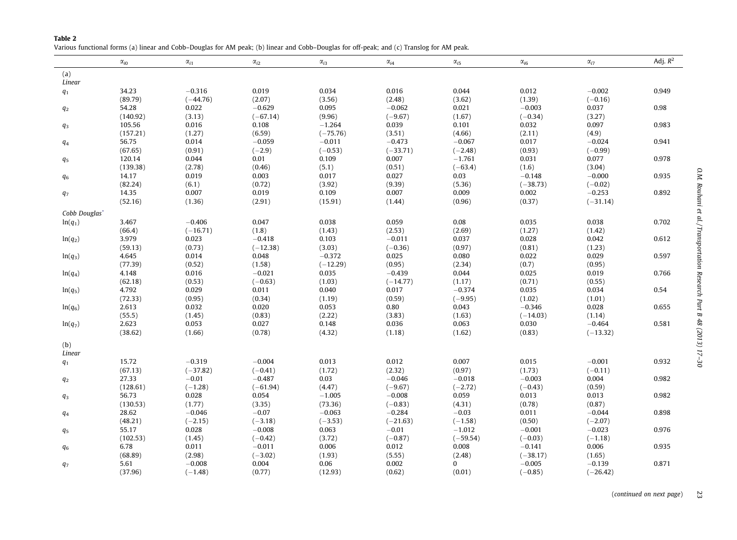**Table 2**
Various functional forms (a) linear and Cobb–Douglas for AM peak; (b) linear and Cobb–Douglas for off-peak; and (c) Translog for AM peak.

| | $\alpha_{i0}$ | $\alpha_{i1}$ | $\alpha_{i2}$ | $\alpha_{i3}$ | $\alpha_{i4}$ | $\alpha_{i5}$ | $\alpha_{i6}$ | $\alpha_{i7}$ | Adj. $R^2$ |
|---|---|---|---|---|---|---|---|---|---|
| (a) | | | | | | | | | |
| *Linear* | | | | | | | | | |
| $q_1$ | 34.23 | −0.316 | 0.019 | 0.034 | 0.016 | 0.044 | 0.012 | −0.002 | 0.949 |
| | (89.79) | (−44.76) | (2.07) | (3.56) | (2.48) | (3.62) | (1.39) | (−0.16) | |
| $q_2$ | 54.28 | 0.022 | −0.629 | 0.095 | −0.062 | 0.021 | −0.003 | 0.037 | 0.98 |
| | (140.92) | (3.13) | (−67.14) | (9.96) | (−9.67) | (1.67) | (−0.34) | (3.27) | |
| $q_3$ | 105.56 | 0.016 | 0.108 | −1.264 | 0.039 | 0.101 | 0.032 | 0.097 | 0.983 |
| | (157.21) | (1.27) | (6.59) | (−75.76) | (3.51) | (4.66) | (2.11) | (4.9) | |
| $q_4$ | 56.75 | 0.014 | −0.059 | −0.011 | −0.473 | −0.067 | 0.017 | −0.024 | 0.941 |
| | (67.65) | (0.91) | (−2.9) | (−0.53) | (−33.71) | (−2.48) | (0.93) | (−0.99) | |
| $q_5$ | 120.14 | 0.044 | 0.01 | 0.109 | 0.007 | −1.761 | 0.031 | 0.077 | 0.978 |
| | (139.38) | (2.78) | (0.46) | (5.1) | (0.51) | (−63.4) | (1.6) | (3.04) | |
| $q_6$ | 14.17 | 0.019 | 0.003 | 0.017 | 0.027 | 0.03 | −0.148 | −0.000 | 0.935 |
| | (82.24) | (6.1) | (0.72) | (3.92) | (9.39) | (5.36) | (−38.73) | (−0.02) | |
| $q_7$ | 14.35 | 0.007 | 0.019 | 0.109 | 0.007 | 0.009 | 0.002 | −0.253 | 0.892 |
| | (52.16) | (1.36) | (2.91) | (15.91) | (1.44) | (0.96) | (0.37) | (−31.14) | |
| *Cobb Douglas*[*] | | | | | | | | | |
| $\ln(q_1)$ | 3.467 | −0.406 | 0.047 | 0.038 | 0.059 | 0.08 | 0.035 | 0.038 | 0.702 |
| | (66.4) | (−16.71) | (1.8) | (1.43) | (2.53) | (2.69) | (1.27) | (1.42) | |
| $\ln(q_2)$ | 3.979 | 0.023 | −0.418 | 0.103 | −0.011 | 0.037 | 0.028 | 0.042 | 0.612 |
| | (59.13) | (0.73) | (−12.38) | (3.03) | (−0.36) | (0.97) | (0.81) | (1.23) | |
| $\ln(q_3)$ | 4.645 | 0.014 | 0.048 | −0.372 | 0.025 | 0.080 | 0.022 | 0.029 | 0.597 |
| | (77.39) | (0.52) | (1.58) | (−12.29) | (0.95) | (2.34) | (0.7) | (0.95) | |
| $\ln(q_4)$ | 4.148 | 0.016 | −0.021 | 0.035 | −0.439 | 0.044 | 0.025 | 0.019 | 0.766 |
| | (62.18) | (0.53) | (−0.63) | (1.03) | (−14.77) | (1.17) | (0.71) | (0.55) | |
| $\ln(q_5)$ | 4.792 | 0.029 | 0.011 | 0.040 | 0.017 | −0.374 | 0.035 | 0.034 | 0.54 |
| | (72.33) | (0.95) | (0.34) | (1.19) | (0.59) | (−9.95) | (1.02) | (1.01) | |
| $\ln(q_6)$ | 2.613 | 0.032 | 0.020 | 0.053 | 0.80 | 0.043 | −0.346 | 0.028 | 0.655 |
| | (55.5) | (1.45) | (0.83) | (2.22) | (3.83) | (1.63) | (−14.03) | (1.14) | |
| $\ln(q_7)$ | 2.623 | 0.053 | 0.027 | 0.148 | 0.036 | 0.063 | 0.030 | −0.464 | 0.581 |
| | (38.62) | (1.66) | (0.78) | (4.32) | (1.18) | (1.62) | (0.83) | (−13.32) | |
| (b) | | | | | | | | | |
| *Linear* | | | | | | | | | |
| $q_1$ | 15.72 | −0.319 | −0.004 | 0.013 | 0.012 | 0.007 | 0.015 | −0.001 | 0.932 |
| | (67.13) | (−37.82) | (−0.41) | (1.72) | (2.32) | (0.97) | (1.73) | (−0.11) | |
| $q_2$ | 27.33 | −0.01 | −0.487 | 0.03 | −0.046 | −0.018 | −0.003 | 0.004 | 0.982 |
| | (128.61) | (−1.28) | (−61.94) | (4.47) | (−9.67) | (−2.72) | (−0.43) | (0.59) | |
| $q_3$ | 56.73 | 0.028 | 0.054 | −1.005 | −0.008 | 0.059 | 0.013 | 0.013 | 0.982 |
| | (130.53) | (1.77) | (3.35) | (73.36) | (−0.83) | (4.31) | (0.78) | (0.87) | |
| $q_4$ | 28.62 | −0.046 | −0.07 | −0.063 | −0.284 | −0.03 | 0.011 | −0.044 | 0.898 |
| | (48.21) | (−2.15) | (−3.18) | (−3.53) | (−21.63) | (−1.58) | (0.50) | (−2.07) | |
| $q_5$ | 55.17 | 0.028 | −0.008 | 0.063 | −0.01 | −1.012 | −0.001 | −0.023 | 0.976 |
| | (102.53) | (1.45) | (−0.42) | (3.72) | (−0.87) | (−59.54) | (−0.03) | (−1.18) | |
| $q_6$ | 6.78 | 0.011 | −0.011 | 0.006 | 0.012 | 0.008 | −0.141 | 0.006 | 0.935 |
| | (68.89) | (2.98) | (−3.02) | (1.93) | (5.55) | (2.48) | (−38.17) | (1.65) | |
| $q_7$ | 5.61 | −0.008 | 0.004 | 0.06 | 0.002 | 0 | −0.005 | −0.139 | 0.871 |
| | (37.96) | (−1.48) | (0.77) | (12.93) | (0.62) | (0.01) | (−0.85) | (−26.42) | |

(*continued on next page*)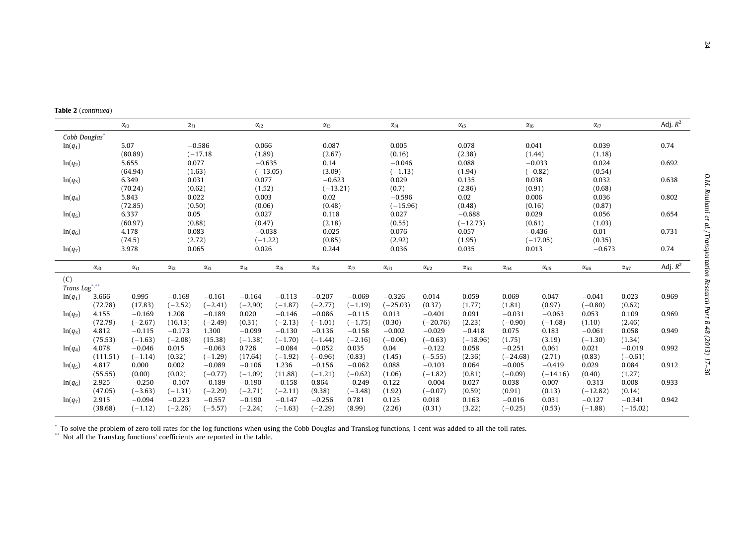**Table 2** (*continued*)

| | $\alpha_{i0}$ | $\alpha_{i1}$ | $\alpha_{i2}$ | $\alpha_{i3}$ | $\alpha_{i4}$ | $\alpha_{i5}$ | $\alpha_{i6}$ | $\alpha_{i7}$ | Adj. $R^2$ |
|---|---|---|---|---|---|---|---|---|---|
| *Cobb Douglas*[*] | | | | | | | | | |
| $\ln(q_1)$ | 5.07 | −0.586 | 0.066 | 0.087 | 0.005 | 0.078 | 0.041 | 0.039 | 0.74 |
| | (80.89) | (−17.18 | (1.89) | (2.67) | (0.16) | (2.38) | (1.44) | (1.18) | |
| $\ln(q_2)$ | 5.655 | 0.077 | −0.635 | 0.14 | −0.046 | 0.088 | −0.033 | 0.024 | 0.692 |
| | (64.94) | (1.63) | (−13.05) | (3.09) | (−1.13) | (1.94) | (−0.82) | (0.54) | |
| $\ln(q_3)$ | 6.349 | 0.031 | 0.077 | −0.623 | 0.029 | 0.135 | 0.038 | 0.032 | 0.638 |
| | (70.24) | (0.62) | (1.52) | (−13.21) | (0.7) | (2.86) | (0.91) | (0.68) | |
| $\ln(q_4)$ | 5.843 | 0.022 | 0.003 | 0.02 | −0.596 | 0.02 | 0.006 | 0.036 | 0.802 |
| | (72.85) | (0.50) | (0.06) | (0.48) | (−15.96) | (0.48) | (0.16) | (0.87) | |
| $\ln(q_5)$ | 6.337 | 0.05 | 0.027 | 0.118 | 0.027 | −0.688 | 0.029 | 0.056 | 0.654 |
| | (60.97) | (0.88) | (0.47) | (2.18) | (0.55) | (−12.73) | (0.61) | (1.03) | |
| $\ln(q_6)$ | 4.178 | 0.083 | −0.038 | 0.025 | 0.076 | 0.057 | −0.436 | 0.01 | 0.731 |
| | (74.5) | (2.72) | (−1.22) | (0.85) | (2.92) | (1.95) | (−17.05) | (0.35) | |
| $\ln(q_7)$ | 3.978 | 0.065 | 0.026 | 0.244 | 0.036 | 0.035 | 0.013 | −0.673 | 0.74 |

| | $\alpha_{i0}$ | $\alpha_{i1}$ | $\alpha_{i2}$ | $\alpha_{i3}$ | $\alpha_{i4}$ | $\alpha_{i5}$ | $\alpha_{i6}$ | $\alpha_{i7}$ | $\alpha_{ii1}$ | $\alpha_{ii2}$ | $\alpha_{ii3}$ | $\alpha_{ii4}$ | $\alpha_{ii5}$ | $\alpha_{ii6}$ | $\alpha_{ii7}$ | Adj. $R^2$ |
|---|---|---|---|---|---|---|---|---|---|---|---|---|---|---|---|---|
| (C) *Trans Log*[*,**] | | | | | | | | | | | | | | | | |
| $\ln(q_1)$ | 3.666 | 0.995 | −0.169 | −0.161 | −0.164 | −0.113 | −0.207 | −0.069 | −0.326 | 0.014 | 0.059 | 0.069 | 0.047 | −0.041 | 0.023 | 0.969 |
| | (72.78) | (17.83) | (−2.52) | (−2.41) | (−2.90) | (−1.87) | (−2.77) | (−1.19) | (−25.03) | (0.37) | (1.77) | (1.81) | (0.97) | (−0.80) | (0.62) | |
| $\ln(q_2)$ | 4.155 | −0.169 | 1.208 | −0.189 | 0.020 | −0.146 | −0.086 | −0.115 | 0.013 | −0.401 | 0.091 | −0.031 | −0.063 | 0.053 | 0.109 | 0.969 |
| | (72.79) | (−2.67) | (16.13) | (−2.49) | (0.31) | (−2.13) | (−1.01) | (−1.75) | (0.30) | (−20.76) | (2.23) | (−0.90) | (−1.68) | (1.10) | (2.46) | |
| $\ln(q_3)$ | 4.812 | −0.115 | −0.173 | 1.300 | −0.099 | −0.130 | −0.136 | −0.158 | −0.002 | −0.029 | −0.418 | 0.075 | 0.183 | −0.061 | 0.058 | 0.949 |
| | (75.53) | (−1.63) | (−2.08) | (15.38) | (−1.38) | (−1.70) | (−1.44) | (−2.16) | (−0.06) | (−0.63) | (−18.96) | (1.75) | (3.19) | (−1.30) | (1.34) | |
| $\ln(q_4)$ | 4.078 | −0.046 | 0.015 | −0.063 | 0.726 | −0.084 | −0.052 | 0.035 | 0.04 | −0.122 | 0.058 | −0.251 | 0.061 | 0.021 | −0.019 | 0.992 |
| | (111.51) | (−1.14) | (0.32) | (−1.29) | (17.64) | (−1.92) | (−0.96) | (0.83) | (1.45) | (−5.55) | (2.36) | (−24.68) | (2.71) | (0.83) | (−0.61) | |
| $\ln(q_5)$ | 4.817 | 0.000 | 0.002 | −0.089 | −0.106 | 1.236 | −0.156 | −0.062 | 0.088 | −0.103 | 0.064 | −0.005 | −0.419 | 0.029 | 0.084 | 0.912 |
| | (55.55) | (0.00) | (0.02) | (−0.77) | (−1.09) | (11.88) | (−1.21) | (−0.62) | (1.06) | (−1.82) | (0.81) | (−0.09) | (−14.16) | (0.40) | (1.27) | |
| $\ln(q_6)$ | 2.925 | −0.250 | −0.107 | −0.189 | −0.190 | −0.158 | 0.864 | −0.249 | 0.122 | −0.004 | 0.027 | 0.038 | 0.007 | −0.313 | 0.008 | 0.933 |
| | (47.05) | (−3.63) | (−1.31) | (−2.29) | (−2.71) | (−2.11) | (9.38) | (−3.48) | (1.92) | (−0.07) | (0.59) | (0.91) | (0.13) | (−12.82) | (0.14) | |
| $\ln(q_7)$ | 2.915 | −0.094 | −0.223 | −0.557 | −0.190 | −0.147 | −0.256 | 0.781 | 0.125 | 0.018 | 0.163 | −0.016 | 0.031 | −0.127 | −0.341 | 0.942 |
| | (38.68) | (−1.12) | (−2.26) | (−5.57) | (−2.24) | (−1.63) | (−2.29) | (8.99) | (2.26) | (0.31) | (3.22) | (−0.25) | (0.53) | (−1.88) | (−15.02) | |

[*] To solve the problem of zero toll rates for the log functions when using the Cobb Douglas and TransLog functions, 1 cent was added to all the toll rates.
[**] Not all the TransLog functions' coefficients are reported in the table.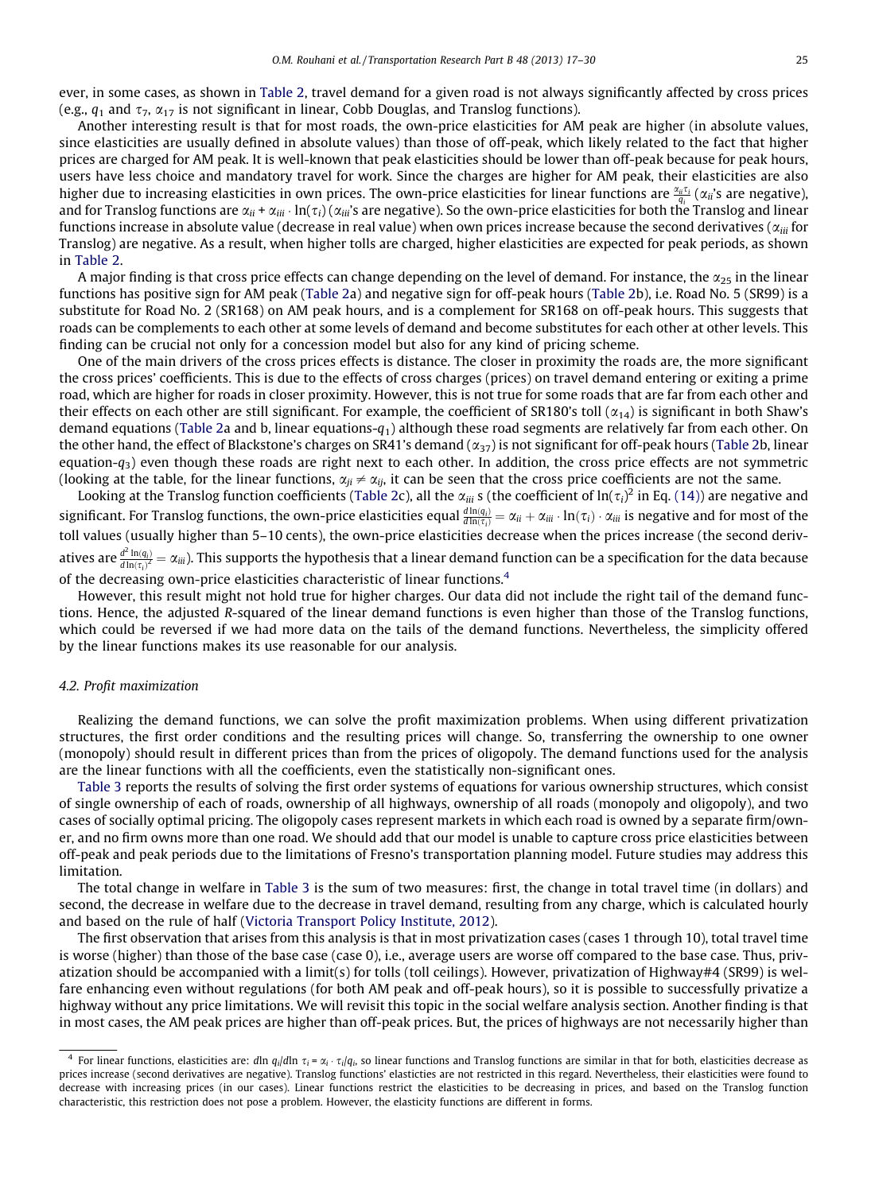ever, in some cases, as shown in Table 2, travel demand for a given road is not always significantly affected by cross prices (e.g., $q_1$ and $\tau_7$, $\alpha_{17}$ is not significant in linear, Cobb Douglas, and Translog functions).

Another interesting result is that for most roads, the own-price elasticities for AM peak are higher (in absolute values, since elasticities are usually defined in absolute values) than those of off-peak, which likely related to the fact that higher prices are charged for AM peak. It is well-known that peak elasticities should be lower than off-peak because for peak hours, users have less choice and mandatory travel for work. Since the charges are higher for AM peak, their elasticities are also higher due to increasing elasticities in own prices. The own-price elasticities for linear functions are $\frac{\alpha_{ii}\tau_i}{q_i}$ ($\alpha_{ii}$'s are negative), and for Translog functions are $\alpha_{ii} + \alpha_{iii} \cdot \ln(\tau_i)$ ($\alpha_{iii}$'s are negative). So the own-price elasticities for both the Translog and linear functions increase in absolute value (decrease in real value) when own prices increase because the second derivatives ($\alpha_{iii}$ for Translog) are negative. As a result, when higher tolls are charged, higher elasticities are expected for peak periods, as shown in Table 2.

A major finding is that cross price effects can change depending on the level of demand. For instance, the $\alpha_{25}$ in the linear functions has positive sign for AM peak (Table 2a) and negative sign for off-peak hours (Table 2b), i.e. Road No. 5 (SR99) is a substitute for Road No. 2 (SR168) on AM peak hours, and is a complement for SR168 on off-peak hours. This suggests that roads can be complements to each other at some levels of demand and become substitutes for each other at other levels. This finding can be crucial not only for a concession model but also for any kind of pricing scheme.

One of the main drivers of the cross prices effects is distance. The closer in proximity the roads are, the more significant the cross prices' coefficients. This is due to the effects of cross charges (prices) on travel demand entering or exiting a prime road, which are higher for roads in closer proximity. However, this is not true for some roads that are far from each other and their effects on each other are still significant. For example, the coefficient of SR180's toll ($\alpha_{14}$) is significant in both Shaw's demand equations (Table 2a and b, linear equations-$q_1$) although these road segments are relatively far from each other. On the other hand, the effect of Blackstone's charges on SR41's demand ($\alpha_{37}$) is not significant for off-peak hours (Table 2b, linear equation-$q_3$) even though these roads are right next to each other. In addition, the cross price effects are not symmetric (looking at the table, for the linear functions, $\alpha_{ji} \neq \alpha_{ij}$, it can be seen that the cross price coefficients are not the same.

Looking at the Translog function coefficients (Table 2c), all the $\alpha_{iii}$ s (the coefficient of $\ln(\tau_i)^2$ in Eq. (14)) are negative and significant. For Translog functions, the own-price elasticities equal $\frac{d\ln(q_i)}{d\ln(\tau_i)} = \alpha_{ii} + \alpha_{iii} \cdot \ln(\tau_i) \cdot \alpha_{iii}$ is negative and for most of the toll values (usually higher than 5–10 cents), the own-price elasticities decrease when the prices increase (the second derivatives are $\frac{d^2\ln(q_i)}{d\ln(\tau_i)^2} = \alpha_{iii}$). This supports the hypothesis that a linear demand function can be a specification for the data because of the decreasing own-price elasticities characteristic of linear functions.[4]

However, this result might not hold true for higher charges. Our data did not include the right tail of the demand functions. Hence, the adjusted R-squared of the linear demand functions is even higher than those of the Translog functions, which could be reversed if we had more data on the tails of the demand functions. Nevertheless, the simplicity offered by the linear functions makes its use reasonable for our analysis.

### 4.2. Profit maximization

Realizing the demand functions, we can solve the profit maximization problems. When using different privatization structures, the first order conditions and the resulting prices will change. So, transferring the ownership to one owner (monopoly) should result in different prices than from the prices of oligopoly. The demand functions used for the analysis are the linear functions with all the coefficients, even the statistically non-significant ones.

Table 3 reports the results of solving the first order systems of equations for various ownership structures, which consist of single ownership of each of roads, ownership of all highways, ownership of all roads (monopoly and oligopoly), and two cases of socially optimal pricing. The oligopoly cases represent markets in which each road is owned by a separate firm/owner, and no firm owns more than one road. We should add that our model is unable to capture cross price elasticities between off-peak and peak periods due to the limitations of Fresno's transportation planning model. Future studies may address this limitation.

The total change in welfare in Table 3 is the sum of two measures: first, the change in total travel time (in dollars) and second, the decrease in welfare due to the decrease in travel demand, resulting from any charge, which is calculated hourly and based on the rule of half (Victoria Transport Policy Institute, 2012).

The first observation that arises from this analysis is that in most privatization cases (cases 1 through 10), total travel time is worse (higher) than those of the base case (case 0), i.e., average users are worse off compared to the base case. Thus, privatization should be accompanied with a limit(s) for tolls (toll ceilings). However, privatization of Highway#4 (SR99) is welfare enhancing even without regulations (for both AM peak and off-peak hours), so it is possible to successfully privatize a highway without any price limitations. We will revisit this topic in the social welfare analysis section. Another finding is that in most cases, the AM peak prices are higher than off-peak prices. But, the prices of highways are not necessarily higher than

---

[4] For linear functions, elasticities are: $d\ln q_i/d\ln \tau_i = \alpha_i \cdot \tau_i/q_i$, so linear functions and Translog functions are similar in that for both, elasticities decrease as prices increase (second derivatives are negative). Translog functions' elasticities are not restricted in this regard. Nevertheless, their elasticities were found to decrease with increasing prices (in our cases). Linear functions restrict the elasticities to be decreasing in prices, and based on the Translog function characteristic, this restriction does not pose a problem. However, the elasticity functions are different in forms.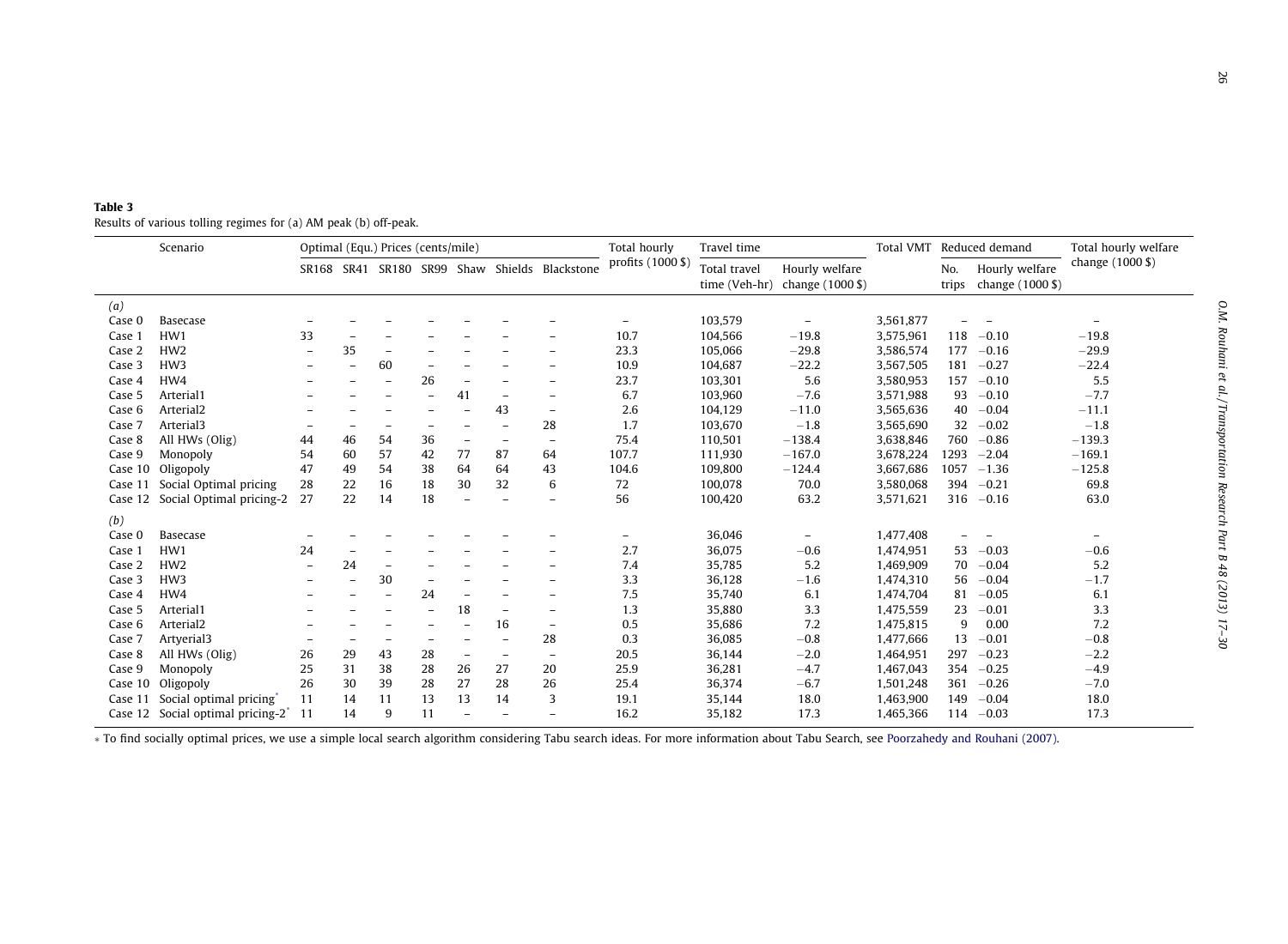**Table 3**
Results of various tolling regimes for (a) AM peak (b) off-peak.

| | Scenario | Optimal (Equ.) Prices (cents/mile) | | | | | | | Total hourly profits (1000 \$) | Travel time | | Total VMT | Reduced demand | | Total hourly welfare change (1000 \$) |
|---|---|---|---|---|---|---|---|---|---|---|---|---|---|---|---|
| | | SR168 | SR41 | SR180 | SR99 | Shaw | Shields | Blackstone | | Total travel time (Veh-hr) | Hourly welfare change (1000 \$) | | No. trips | Hourly welfare change (1000 \$) | |
| *(a)* | | | | | | | | | | | | | | | |
| Case 0 | Basecase | – | – | – | – | – | – | – | – | 103,579 | – | 3,561,877 | – | – | – |
| Case 1 | HW1 | 33 | – | – | – | – | – | – | 10.7 | 104,566 | −19.8 | 3,575,961 | 118 | −0.10 | −19.8 |
| Case 2 | HW2 | – | 35 | – | – | – | – | – | 23.3 | 105,066 | −29.8 | 3,586,574 | 177 | −0.16 | −29.9 |
| Case 3 | HW3 | – | – | 60 | – | – | – | – | 10.9 | 104,687 | −22.2 | 3,567,505 | 181 | −0.27 | −22.4 |
| Case 4 | HW4 | – | – | – | 26 | – | – | – | 23.7 | 103,301 | 5.6 | 3,580,953 | 157 | −0.10 | 5.5 |
| Case 5 | Arterial1 | – | – | – | – | 41 | – | – | 6.7 | 103,960 | −7.6 | 3,571,988 | 93 | −0.10 | −7.7 |
| Case 6 | Arterial2 | – | – | – | – | – | 43 | – | 2.6 | 104,129 | −11.0 | 3,565,636 | 40 | −0.04 | −11.1 |
| Case 7 | Arterial3 | – | – | – | – | – | – | 28 | 1.7 | 103,670 | −1.8 | 3,565,690 | 32 | −0.02 | −1.8 |
| Case 8 | All HWs (Olig) | 44 | 46 | 54 | 36 | – | – | – | 75.4 | 110,501 | −138.4 | 3,638,846 | 760 | −0.86 | −139.3 |
| Case 9 | Monopoly | 54 | 60 | 57 | 42 | 77 | 87 | 64 | 107.7 | 111,930 | −167.0 | 3,678,224 | 1293 | −2.04 | −169.1 |
| Case 10 | Oligopoly | 47 | 49 | 54 | 38 | 64 | 64 | 43 | 104.6 | 109,800 | −124.4 | 3,667,686 | 1057 | −1.36 | −125.8 |
| Case 11 | Social Optimal pricing | 28 | 22 | 16 | 18 | 30 | 32 | 6 | 72 | 100,078 | 70.0 | 3,580,068 | 394 | −0.21 | 69.8 |
| Case 12 | Social Optimal pricing-2 | 27 | 22 | 14 | 18 | – | – | – | 56 | 100,420 | 63.2 | 3,571,621 | 316 | −0.16 | 63.0 |
| *(b)* | | | | | | | | | | | | | | | |
| Case 0 | Basecase | – | – | – | – | – | – | – | – | 36,046 | – | 1,477,408 | – | – | – |
| Case 1 | HW1 | 24 | – | – | – | – | – | – | 2.7 | 36,075 | −0.6 | 1,474,951 | 53 | −0.03 | −0.6 |
| Case 2 | HW2 | – | 24 | – | – | – | – | – | 7.4 | 35,785 | 5.2 | 1,469,909 | 70 | −0.04 | 5.2 |
| Case 3 | HW3 | – | – | 30 | – | – | – | – | 3.3 | 36,128 | −1.6 | 1,474,310 | 56 | −0.04 | −1.7 |
| Case 4 | HW4 | – | – | – | 24 | – | – | – | 7.5 | 35,740 | 6.1 | 1,474,704 | 81 | −0.05 | 6.1 |
| Case 5 | Arterial1 | – | – | – | – | 18 | – | – | 1.3 | 35,880 | 3.3 | 1,475,559 | 23 | −0.01 | 3.3 |
| Case 6 | Arterial2 | – | – | – | – | – | 16 | – | 0.5 | 35,686 | 7.2 | 1,475,815 | 9 | 0.00 | 7.2 |
| Case 7 | Artyerial3 | – | – | – | – | – | – | 28 | 0.3 | 36,085 | −0.8 | 1,477,666 | 13 | −0.01 | −0.8 |
| Case 8 | All HWs (Olig) | 26 | 29 | 43 | 28 | – | – | – | 20.5 | 36,144 | −2.0 | 1,464,951 | 297 | −0.23 | −2.2 |
| Case 9 | Monopoly | 25 | 31 | 38 | 28 | 26 | 27 | 20 | 25.9 | 36,281 | −4.7 | 1,467,043 | 354 | −0.25 | −4.9 |
| Case 10 | Oligopoly | 26 | 30 | 39 | 28 | 27 | 28 | 26 | 25.4 | 36,374 | −6.7 | 1,501,248 | 361 | −0.26 | −7.0 |
| Case 11 | Social optimal pricing* | 11 | 14 | 11 | 13 | 13 | 14 | 3 | 19.1 | 35,144 | 18.0 | 1,463,900 | 149 | −0.04 | 18.0 |
| Case 12 | Social optimal pricing-2* | 11 | 14 | 9 | 11 | – | – | – | 16.2 | 35,182 | 17.3 | 1,465,366 | 114 | −0.03 | 17.3 |

* To find socially optimal prices, we use a simple local search algorithm considering Tabu search ideas. For more information about Tabu Search, see Poorzahedy and Rouhani (2007).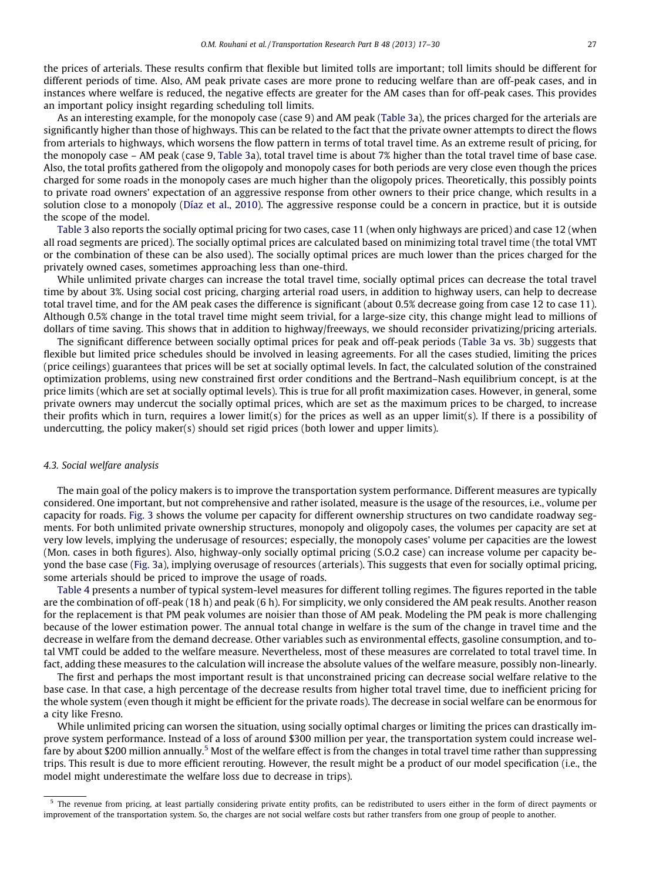the prices of arterials. These results confirm that flexible but limited tolls are important; toll limits should be different for different periods of time. Also, AM peak private cases are more prone to reducing welfare than are off-peak cases, and in instances where welfare is reduced, the negative effects are greater for the AM cases than for off-peak cases. This provides an important policy insight regarding scheduling toll limits.

As an interesting example, for the monopoly case (case 9) and AM peak (Table 3a), the prices charged for the arterials are significantly higher than those of highways. This can be related to the fact that the private owner attempts to direct the flows from arterials to highways, which worsens the flow pattern in terms of total travel time. As an extreme result of pricing, for the monopoly case – AM peak (case 9, Table 3a), total travel time is about 7% higher than the total travel time of base case. Also, the total profits gathered from the oligopoly and monopoly cases for both periods are very close even though the prices charged for some roads in the monopoly cases are much higher than the oligopoly prices. Theoretically, this possibly points to private road owners' expectation of an aggressive response from other owners to their price change, which results in a solution close to a monopoly (Díaz et al., 2010). The aggressive response could be a concern in practice, but it is outside the scope of the model.

Table 3 also reports the socially optimal pricing for two cases, case 11 (when only highways are priced) and case 12 (when all road segments are priced). The socially optimal prices are calculated based on minimizing total travel time (the total VMT or the combination of these can be also used). The socially optimal prices are much lower than the prices charged for the privately owned cases, sometimes approaching less than one-third.

While unlimited private charges can increase the total travel time, socially optimal prices can decrease the total travel time by about 3%. Using social cost pricing, charging arterial road users, in addition to highway users, can help to decrease total travel time, and for the AM peak cases the difference is significant (about 0.5% decrease going from case 12 to case 11). Although 0.5% change in the total travel time might seem trivial, for a large-size city, this change might lead to millions of dollars of time saving. This shows that in addition to highway/freeways, we should reconsider privatizing/pricing arterials.

The significant difference between socially optimal prices for peak and off-peak periods (Table 3a vs. 3b) suggests that flexible but limited price schedules should be involved in leasing agreements. For all the cases studied, limiting the prices (price ceilings) guarantees that prices will be set at socially optimal levels. In fact, the calculated solution of the constrained optimization problems, using new constrained first order conditions and the Bertrand–Nash equilibrium concept, is at the price limits (which are set at socially optimal levels). This is true for all profit maximization cases. However, in general, some private owners may undercut the socially optimal prices, which are set as the maximum prices to be charged, to increase their profits which in turn, requires a lower limit(s) for the prices as well as an upper limit(s). If there is a possibility of undercutting, the policy maker(s) should set rigid prices (both lower and upper limits).

### 4.3. Social welfare analysis

The main goal of the policy makers is to improve the transportation system performance. Different measures are typically considered. One important, but not comprehensive and rather isolated, measure is the usage of the resources, i.e., volume per capacity for roads. Fig. 3 shows the volume per capacity for different ownership structures on two candidate roadway segments. For both unlimited private ownership structures, monopoly and oligopoly cases, the volumes per capacity are set at very low levels, implying the underusage of resources; especially, the monopoly cases' volume per capacities are the lowest (Mon. cases in both figures). Also, highway-only socially optimal pricing (S.O.2 case) can increase volume per capacity beyond the base case (Fig. 3a), implying overusage of resources (arterials). This suggests that even for socially optimal pricing, some arterials should be priced to improve the usage of roads.

Table 4 presents a number of typical system-level measures for different tolling regimes. The figures reported in the table are the combination of off-peak (18 h) and peak (6 h). For simplicity, we only considered the AM peak results. Another reason for the replacement is that PM peak volumes are noisier than those of AM peak. Modeling the PM peak is more challenging because of the lower estimation power. The annual total change in welfare is the sum of the change in travel time and the decrease in welfare from the demand decrease. Other variables such as environmental effects, gasoline consumption, and total VMT could be added to the welfare measure. Nevertheless, most of these measures are correlated to total travel time. In fact, adding these measures to the calculation will increase the absolute values of the welfare measure, possibly non-linearly.

The first and perhaps the most important result is that unconstrained pricing can decrease social welfare relative to the base case. In that case, a high percentage of the decrease results from higher total travel time, due to inefficient pricing for the whole system (even though it might be efficient for the private roads). The decrease in social welfare can be enormous for a city like Fresno.

While unlimited pricing can worsen the situation, using socially optimal charges or limiting the prices can drastically improve system performance. Instead of a loss of around $300 million per year, the transportation system could increase welfare by about $200 million annually.[5] Most of the welfare effect is from the changes in total travel time rather than suppressing trips. This result is due to more efficient rerouting. However, the result might be a product of our model specification (i.e., the model might underestimate the welfare loss due to decrease in trips).

---

[5] The revenue from pricing, at least partially considering private entity profits, can be redistributed to users either in the form of direct payments or improvement of the transportation system. So, the charges are not social welfare costs but rather transfers from one group of people to another.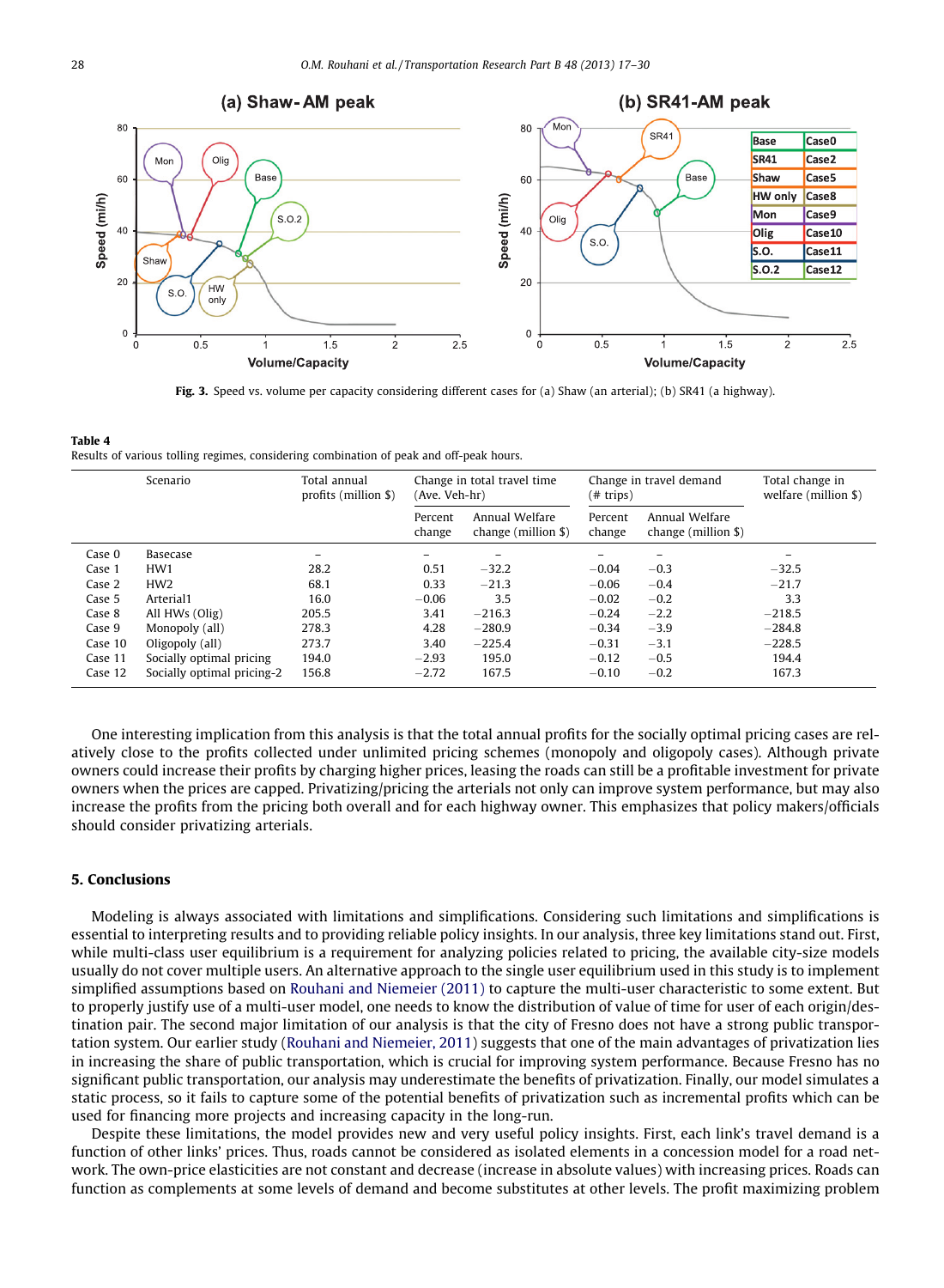Fig. 3. Speed vs. volume per capacity considering different cases for (a) Shaw (an arterial); (b) SR41 (a highway).

**Table 4**
Results of various tolling regimes, considering combination of peak and off-peak hours.

| | Scenario | Total annual profits (million $) | Change in total travel time (Ave. Veh-hr) | | Change in travel demand (# trips) | | Total change in welfare (million $) |
|---|---|---|---|---|---|---|---|
| | | | Percent change | Annual Welfare change (million $) | Percent change | Annual Welfare change (million $) | |
| Case 0 | Basecase | – | – | – | – | – | – |
| Case 1 | HW1 | 28.2 | 0.51 | −32.2 | −0.04 | −0.3 | −32.5 |
| Case 2 | HW2 | 68.1 | 0.33 | −21.3 | −0.06 | −0.4 | −21.7 |
| Case 5 | Arterial1 | 16.0 | −0.06 | 3.5 | −0.02 | −0.2 | 3.3 |
| Case 8 | All HWs (Olig) | 205.5 | 3.41 | −216.3 | −0.24 | −2.2 | −218.5 |
| Case 9 | Monopoly (all) | 278.3 | 4.28 | −280.9 | −0.34 | −3.9 | −284.8 |
| Case 10 | Oligopoly (all) | 273.7 | 3.40 | −225.4 | −0.31 | −3.1 | −228.5 |
| Case 11 | Socially optimal pricing | 194.0 | −2.93 | 195.0 | −0.12 | −0.5 | 194.4 |
| Case 12 | Socially optimal pricing-2 | 156.8 | −2.72 | 167.5 | −0.10 | −0.2 | 167.3 |

One interesting implication from this analysis is that the total annual profits for the socially optimal pricing cases are relatively close to the profits collected under unlimited pricing schemes (monopoly and oligopoly cases). Although private owners could increase their profits by charging higher prices, leasing the roads can still be a profitable investment for private owners when the prices are capped. Privatizing/pricing the arterials not only can improve system performance, but may also increase the profits from the pricing both overall and for each highway owner. This emphasizes that policy makers/officials should consider privatizing arterials.

## 5. Conclusions

Modeling is always associated with limitations and simplifications. Considering such limitations and simplifications is essential to interpreting results and to providing reliable policy insights. In our analysis, three key limitations stand out. First, while multi-class user equilibrium is a requirement for analyzing policies related to pricing, the available city-size models usually do not cover multiple users. An alternative approach to the single user equilibrium used in this study is to implement simplified assumptions based on Rouhani and Niemeier (2011) to capture the multi-user characteristic to some extent. But to properly justify use of a multi-user model, one needs to know the distribution of value of time for user of each origin/destination pair. The second major limitation of our analysis is that the city of Fresno does not have a strong public transportation system. Our earlier study (Rouhani and Niemeier, 2011) suggests that one of the main advantages of privatization lies in increasing the share of public transportation, which is crucial for improving system performance. Because Fresno has no significant public transportation, our analysis may underestimate the benefits of privatization. Finally, our model simulates a static process, so it fails to capture some of the potential benefits of privatization such as incremental profits which can be used for financing more projects and increasing capacity in the long-run.

Despite these limitations, the model provides new and very useful policy insights. First, each link's travel demand is a function of other links' prices. Thus, roads cannot be considered as isolated elements in a concession model for a road network. The own-price elasticities are not constant and decrease (increase in absolute values) with increasing prices. Roads can function as complements at some levels of demand and become substitutes at other levels. The profit maximizing problem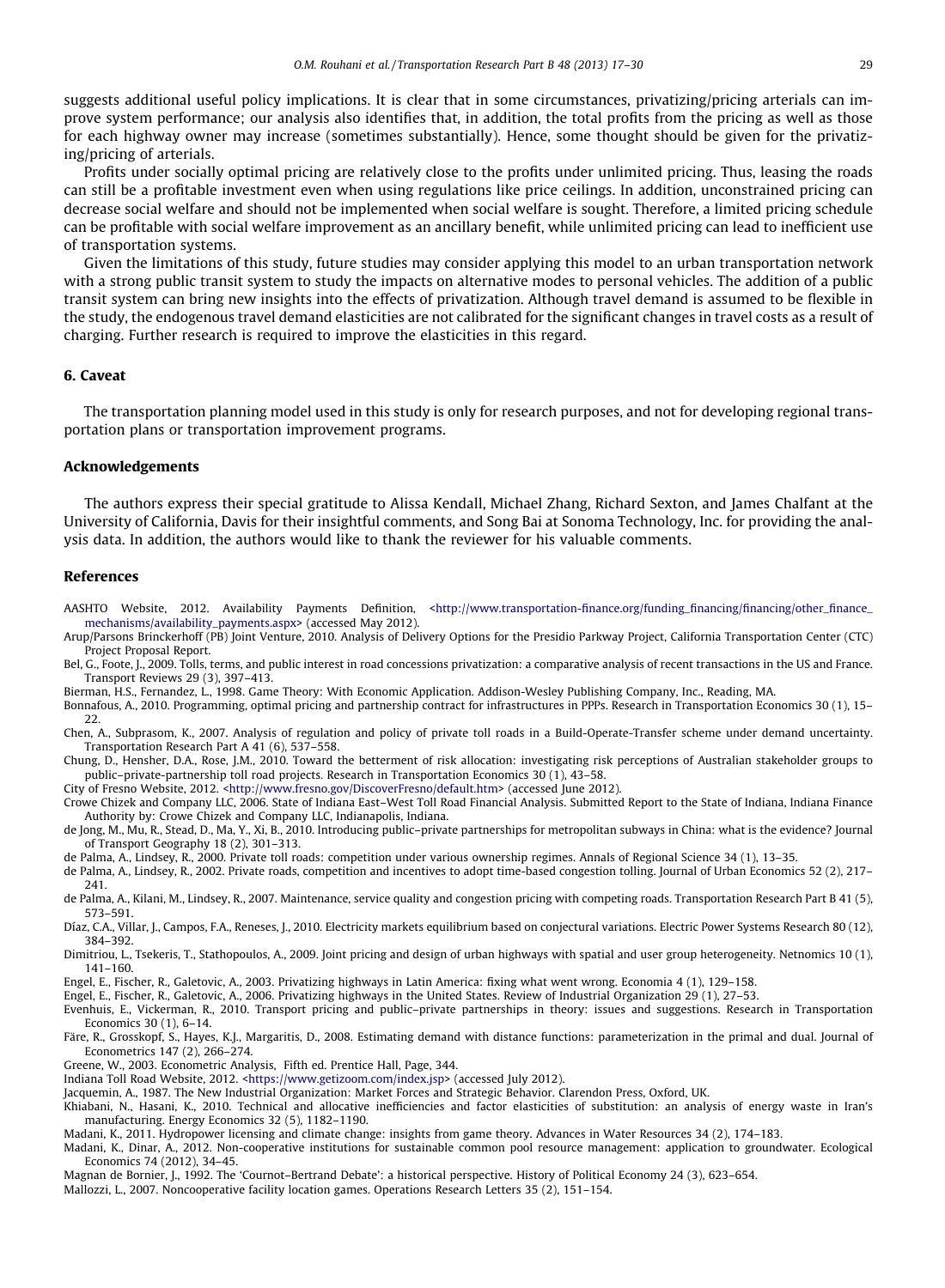suggests additional useful policy implications. It is clear that in some circumstances, privatizing/pricing arterials can improve system performance; our analysis also identifies that, in addition, the total profits from the pricing as well as those for each highway owner may increase (sometimes substantially). Hence, some thought should be given for the privatizing/pricing of arterials.

Profits under socially optimal pricing are relatively close to the profits under unlimited pricing. Thus, leasing the roads can still be a profitable investment even when using regulations like price ceilings. In addition, unconstrained pricing can decrease social welfare and should not be implemented when social welfare is sought. Therefore, a limited pricing schedule can be profitable with social welfare improvement as an ancillary benefit, while unlimited pricing can lead to inefficient use of transportation systems.

Given the limitations of this study, future studies may consider applying this model to an urban transportation network with a strong public transit system to study the impacts on alternative modes to personal vehicles. The addition of a public transit system can bring new insights into the effects of privatization. Although travel demand is assumed to be flexible in the study, the endogenous travel demand elasticities are not calibrated for the significant changes in travel costs as a result of charging. Further research is required to improve the elasticities in this regard.

## 6. Caveat

The transportation planning model used in this study is only for research purposes, and not for developing regional transportation plans or transportation improvement programs.

## Acknowledgements

The authors express their special gratitude to Alissa Kendall, Michael Zhang, Richard Sexton, and James Chalfant at the University of California, Davis for their insightful comments, and Song Bai at Sonoma Technology, Inc. for providing the analysis data. In addition, the authors would like to thank the reviewer for his valuable comments.

## References

AASHTO Website, 2012. Availability Payments Definition, <http://www.transportation-finance.org/funding_financing/financing/other_finance_mechanisms/availability_payments.aspx> (accessed May 2012).

Arup/Parsons Brinckerhoff (PB) Joint Venture, 2010. Analysis of Delivery Options for the Presidio Parkway Project, California Transportation Center (CTC) Project Proposal Report.

Bel, G., Foote, J., 2009. Tolls, terms, and public interest in road concessions privatization: a comparative analysis of recent transactions in the US and France. Transport Reviews 29 (3), 397–413.

Bierman, H.S., Fernandez, L., 1998. Game Theory: With Economic Application. Addison-Wesley Publishing Company, Inc., Reading, MA.

Bonnafous, A., 2010. Programming, optimal pricing and partnership contract for infrastructures in PPPs. Research in Transportation Economics 30 (1), 15–22.

Chen, A., Subprasom, K., 2007. Analysis of regulation and policy of private toll roads in a Build-Operate-Transfer scheme under demand uncertainty. Transportation Research Part A 41 (6), 537–558.

Chung, D., Hensher, D.A., Rose, J.M., 2010. Toward the betterment of risk allocation: investigating risk perceptions of Australian stakeholder groups to public–private-partnership toll road projects. Research in Transportation Economics 30 (1), 43–58.

City of Fresno Website, 2012. <http://www.fresno.gov/DiscoverFresno/default.htm> (accessed June 2012).

Crowe Chizek and Company LLC, 2006. State of Indiana East–West Toll Road Financial Analysis. Submitted Report to the State of Indiana, Indiana Finance Authority by: Crowe Chizek and Company LLC, Indianapolis, Indiana.

de Jong, M., Mu, R., Stead, D., Ma, Y., Xi, B., 2010. Introducing public–private partnerships for metropolitan subways in China: what is the evidence? Journal of Transport Geography 18 (2), 301–313.

de Palma, A., Lindsey, R., 2000. Private toll roads: competition under various ownership regimes. Annals of Regional Science 34 (1), 13–35.

de Palma, A., Lindsey, R., 2002. Private roads, competition and incentives to adopt time-based congestion tolling. Journal of Urban Economics 52 (2), 217–241.

de Palma, A., Kilani, M., Lindsey, R., 2007. Maintenance, service quality and congestion pricing with competing roads. Transportation Research Part B 41 (5), 573–591.

Díaz, C.A., Villar, J., Campos, F.A., Reneses, J., 2010. Electricity markets equilibrium based on conjectural variations. Electric Power Systems Research 80 (12), 384–392.

Dimitriou, L., Tsekeris, T., Stathopoulos, A., 2009. Joint pricing and design of urban highways with spatial and user group heterogeneity. Netnomics 10 (1), 141–160.

Engel, E., Fischer, R., Galetovic, A., 2003. Privatizing highways in Latin America: fixing what went wrong. Economia 4 (1), 129–158.

Engel, E., Fischer, R., Galetovic, A., 2006. Privatizing highways in the United States. Review of Industrial Organization 29 (1), 27–53.

Evenhuis, E., Vickerman, R., 2010. Transport pricing and public–private partnerships in theory: issues and suggestions. Research in Transportation Economics 30 (1), 6–14.

Färe, R., Grosskopf, S., Hayes, K.J., Margaritis, D., 2008. Estimating demand with distance functions: parameterization in the primal and dual. Journal of Econometrics 147 (2), 266–274.

Greene, W., 2003. Econometric Analysis, Fifth ed. Prentice Hall, Page, 344.

Indiana Toll Road Website, 2012. <https://www.getizoom.com/index.jsp> (accessed July 2012).

Jacquemin, A., 1987. The New Industrial Organization: Market Forces and Strategic Behavior. Clarendon Press, Oxford, UK.

Khiabani, N., Hasani, K., 2010. Technical and allocative inefficiencies and factor elasticities of substitution: an analysis of energy waste in Iran's manufacturing. Energy Economics 32 (5), 1182–1190.

Madani, K., 2011. Hydropower licensing and climate change: insights from game theory. Advances in Water Resources 34 (2), 174–183.

Madani, K., Dinar, A., 2012. Non-cooperative institutions for sustainable common pool resource management: application to groundwater. Ecological Economics 74 (2012), 34–45.

Magnan de Bornier, J., 1992. The 'Cournot–Bertrand Debate': a historical perspective. History of Political Economy 24 (3), 623–654.

Mallozzi, L., 2007. Noncooperative facility location games. Operations Research Letters 35 (2), 151–154.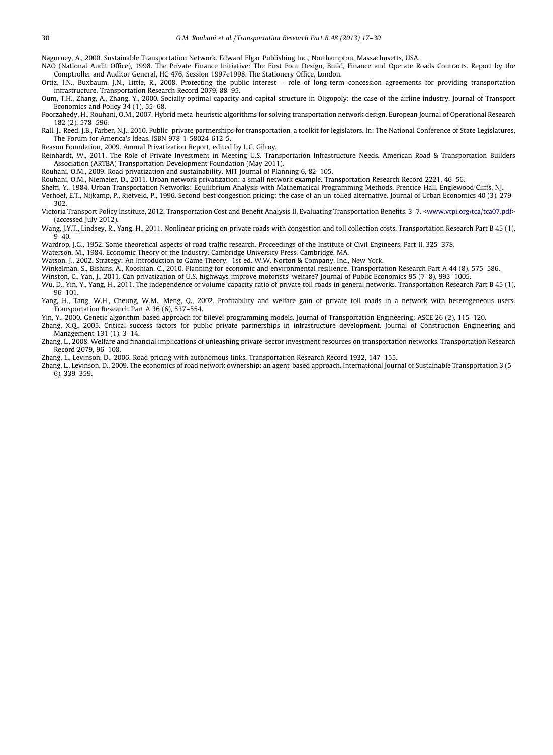Nagurney, A., 2000. Sustainable Transportation Network. Edward Elgar Publishing Inc., Northampton, Massachusetts, USA.

NAO (National Audit Office), 1998. The Private Finance Initiative: The First Four Design, Build, Finance and Operate Roads Contracts. Report by the Comptroller and Auditor General, HC 476, Session 1997e1998. The Stationery Office, London.

Ortiz, I.N., Buxbaum, J.N., Little, R., 2008. Protecting the public interest – role of long-term concession agreements for providing transportation infrastructure. Transportation Research Record 2079, 88–95.

Oum, T.H., Zhang, A., Zhang, Y., 2000. Socially optimal capacity and capital structure in Oligopoly: the case of the airline industry. Journal of Transport Economics and Policy 34 (1), 55–68.

Poorzahedy, H., Rouhani, O.M., 2007. Hybrid meta-heuristic algorithms for solving transportation network design. European Journal of Operational Research 182 (2), 578–596.

Rall, J., Reed, J.B., Farber, N.J., 2010. Public–private partnerships for transportation, a toolkit for legislators. In: The National Conference of State Legislatures, The Forum for America's Ideas. ISBN 978-1-58024-612-5.

Reason Foundation, 2009. Annual Privatization Report, edited by L.C. Gilroy.

Reinhardt, W., 2011. The Role of Private Investment in Meeting U.S. Transportation Infrastructure Needs. American Road & Transportation Builders Association (ARTBA) Transportation Development Foundation (May 2011).

Rouhani, O.M., 2009. Road privatization and sustainability. MIT Journal of Planning 6, 82–105.

Rouhani, O.M., Niemeier, D., 2011. Urban network privatization: a small network example. Transportation Research Record 2221, 46–56.

Sheffi, Y., 1984. Urban Transportation Networks: Equilibrium Analysis with Mathematical Programming Methods. Prentice-Hall, Englewood Cliffs, NJ.

Verhoef, E.T., Nijkamp, P., Rietveld, P., 1996. Second-best congestion pricing: the case of an un-tolled alternative. Journal of Urban Economics 40 (3), 279–302.

Victoria Transport Policy Institute, 2012. Transportation Cost and Benefit Analysis II, Evaluating Transportation Benefits. 3–7. <www.vtpi.org/tca/tca07.pdf> (accessed July 2012).

Wang, J.Y.T., Lindsey, R., Yang, H., 2011. Nonlinear pricing on private roads with congestion and toll collection costs. Transportation Research Part B 45 (1), 9–40.

Wardrop, J.G., 1952. Some theoretical aspects of road traffic research. Proceedings of the Institute of Civil Engineers, Part II, 325–378.

Waterson, M., 1984. Economic Theory of the Industry. Cambridge University Press, Cambridge, MA.

Watson, J., 2002. Strategy: An Introduction to Game Theory, 1st ed. W.W. Norton & Company, Inc., New York.

Winkelman, S., Bishins, A., Kooshian, C., 2010. Planning for economic and environmental resilience. Transportation Research Part A 44 (8), 575–586.

Winston, C., Yan, J., 2011. Can privatization of U.S. highways improve motorists' welfare? Journal of Public Economics 95 (7–8), 993–1005.

Wu, D., Yin, Y., Yang, H., 2011. The independence of volume-capacity ratio of private toll roads in general networks. Transportation Research Part B 45 (1), 96–101.

Yang, H., Tang, W.H., Cheung, W.M., Meng, Q., 2002. Profitability and welfare gain of private toll roads in a network with heterogeneous users. Transportation Research Part A 36 (6), 537–554.

Yin, Y., 2000. Genetic algorithm-based approach for bilevel programming models. Journal of Transportation Engineering: ASCE 26 (2), 115–120.

Zhang, X.Q., 2005. Critical success factors for public–private partnerships in infrastructure development. Journal of Construction Engineering and Management 131 (1), 3–14.

Zhang, L., 2008. Welfare and financial implications of unleashing private-sector investment resources on transportation networks. Transportation Research Record 2079, 96–108.

Zhang, L., Levinson, D., 2006. Road pricing with autonomous links. Transportation Research Record 1932, 147–155.

Zhang, L., Levinson, D., 2009. The economics of road network ownership: an agent-based approach. International Journal of Sustainable Transportation 3 (5–6), 339–359.